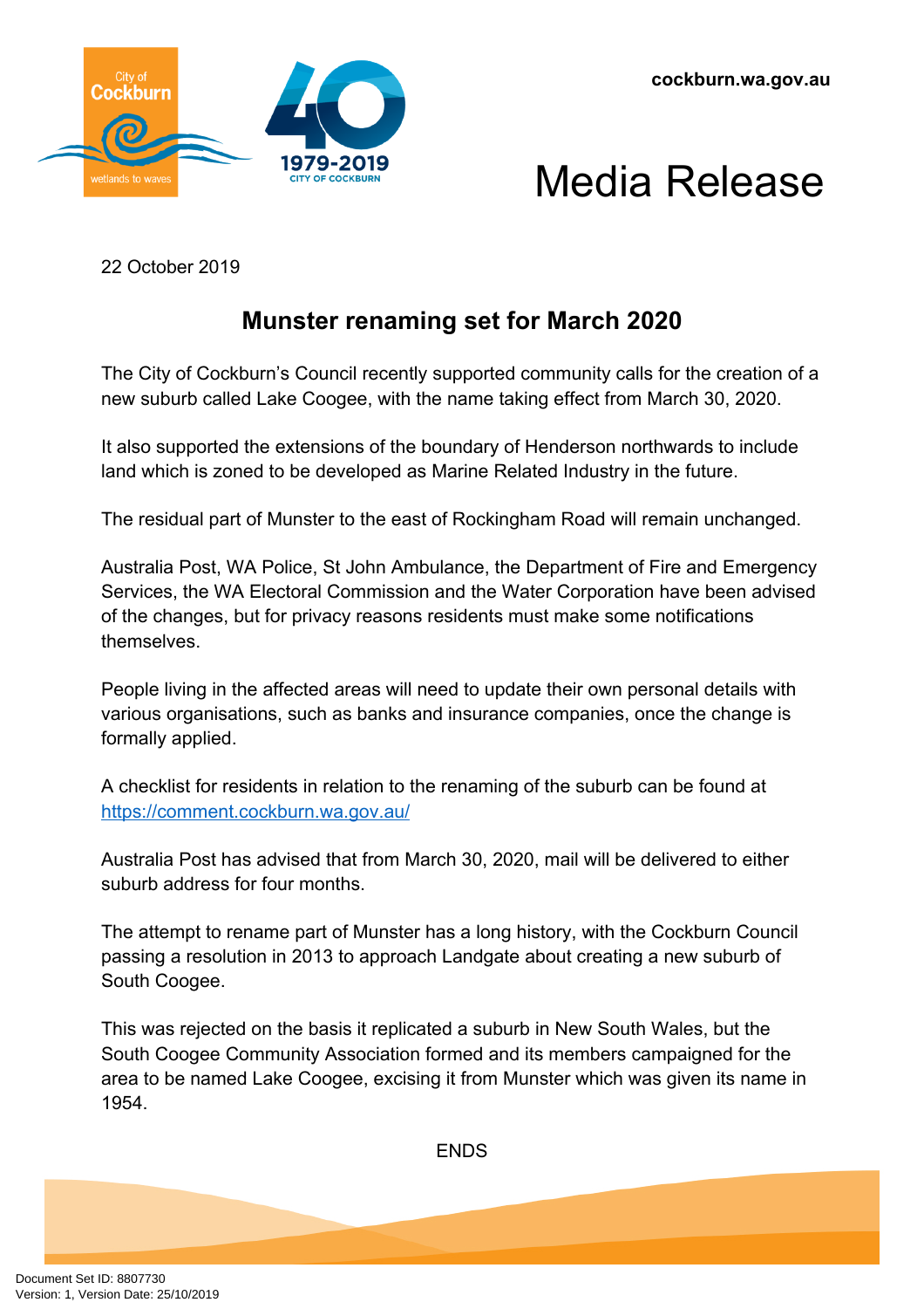cockburn.wa.gov.au

# Media Release

22 October 2019

## Munster renaming set for March 2020

The City of Cockburn's Council recently supported community calls for the creation of a new suburb called Lake Coogee, with the name taking effect from March 30, 2020.

It also supported the extensions of the boundary of Henderson northwards to include land which is zoned to be developed as Marine Related Industry in the future.

The residual part of Munster to the east of Rockingham Road will remain unchanged.

Australia Post, WA Police, St John Ambulance, the Department of Fire and Emergency Services, the WA Electoral Commission and the Water Corporation have been advised of the changes, but for privacy reasons residents must make some notifications themselves.

People living in the affected areas will need to update their own personal details with various organisations, such as banks and insurance companies, once the change is formally applied.

A checklist for residents in relation to the renaming of the suburb can be found at [https://comment.cockburn.wa.gov.au/](https://comment.cockburn.wa.gov.au/)

Australia Post has advised that from March 30, 2020, mail will be delivered to either suburb address for four months.

The attempt to rename part of Munster has a long history, with the Cockburn Council passing a resolution in 2013 to approach Landgate about creating a new suburb of South Coogee.

This was rejected on the basis it replicated a suburb in New South Wales, but the South Coogee Community Association formed and its members campaigned for the area to be named Lake Coogee, excising it from Munster which was given its name in 1954.

ENDS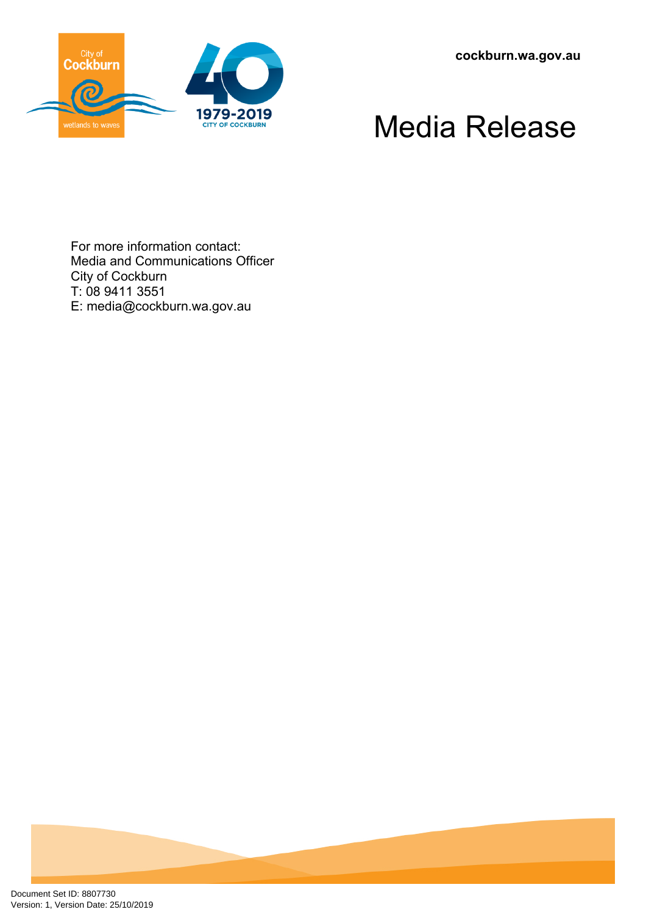For more information contact:
Media and Communications Officer
City of Cockburn
T: 08 9411 3551
E: media@cockburn.wa.gov.au